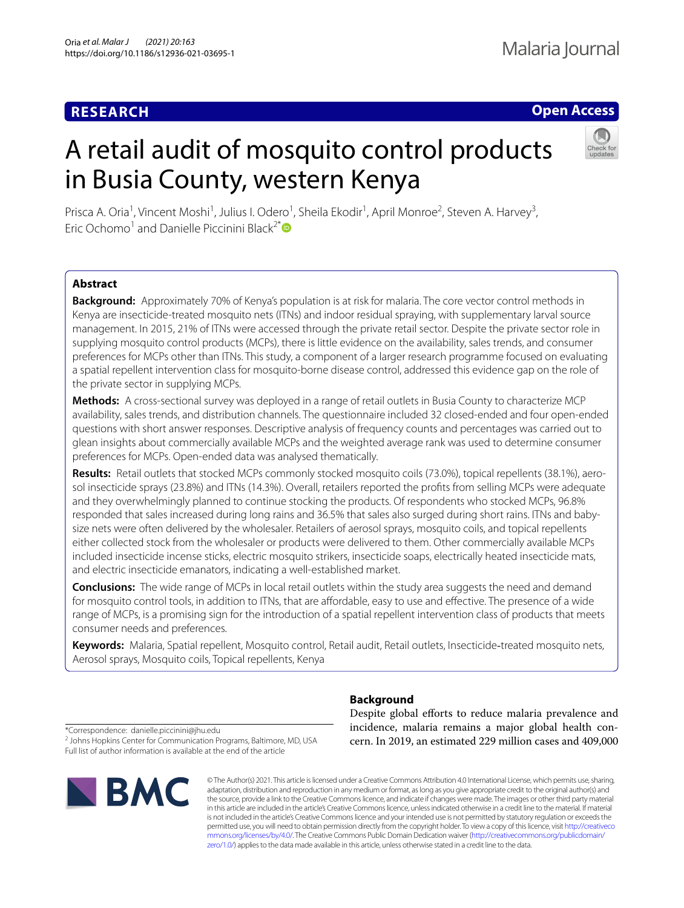**RESEARCH** **Open Access**

# A retail audit of mosquito control products in Busia County, western Kenya

Prisca A. Oria[1], Vincent Moshi[1], Julius I. Odero[1], Sheila Ekodir[1], April Monroe[2], Steven A. Harvey[3], Eric Ochomo[1] and Danielle Piccinini Black[2*]

## Abstract

**Background:** Approximately 70% of Kenya's population is at risk for malaria. The core vector control methods in Kenya are insecticide-treated mosquito nets (ITNs) and indoor residual spraying, with supplementary larval source management. In 2015, 21% of ITNs were accessed through the private retail sector. Despite the private sector role in supplying mosquito control products (MCPs), there is little evidence on the availability, sales trends, and consumer preferences for MCPs other than ITNs. This study, a component of a larger research programme focused on evaluating a spatial repellent intervention class for mosquito-borne disease control, addressed this evidence gap on the role of the private sector in supplying MCPs.

**Methods:** A cross-sectional survey was deployed in a range of retail outlets in Busia County to characterize MCP availability, sales trends, and distribution channels. The questionnaire included 32 closed-ended and four open-ended questions with short answer responses. Descriptive analysis of frequency counts and percentages was carried out to glean insights about commercially available MCPs and the weighted average rank was used to determine consumer preferences for MCPs. Open-ended data was analysed thematically.

**Results:** Retail outlets that stocked MCPs commonly stocked mosquito coils (73.0%), topical repellents (38.1%), aerosol insecticide sprays (23.8%) and ITNs (14.3%). Overall, retailers reported the profits from selling MCPs were adequate and they overwhelmingly planned to continue stocking the products. Of respondents who stocked MCPs, 96.8% responded that sales increased during long rains and 36.5% that sales also surged during short rains. ITNs and baby-size nets were often delivered by the wholesaler. Retailers of aerosol sprays, mosquito coils, and topical repellents either collected stock from the wholesaler or products were delivered to them. Other commercially available MCPs included insecticide incense sticks, electric mosquito strikers, insecticide soaps, electrically heated insecticide mats, and electric insecticide emanators, indicating a well-established market.

**Conclusions:** The wide range of MCPs in local retail outlets within the study area suggests the need and demand for mosquito control tools, in addition to ITNs, that are affordable, easy to use and effective. The presence of a wide range of MCPs, is a promising sign for the introduction of a spatial repellent intervention class of products that meets consumer needs and preferences.

**Keywords:** Malaria, Spatial repellent, Mosquito control, Retail audit, Retail outlets, Insecticide-treated mosquito nets, Aerosol sprays, Mosquito coils, Topical repellents, Kenya

*Correspondence: danielle.piccinini@jhu.edu
[2] Johns Hopkins Center for Communication Programs, Baltimore, MD, USA
Full list of author information is available at the end of the article

## Background

Despite global efforts to reduce malaria prevalence and incidence, malaria remains a major global health concern. In 2019, an estimated 229 million cases and 409,000

© The Author(s) 2021. This article is licensed under a Creative Commons Attribution 4.0 International License, which permits use, sharing, adaptation, distribution and reproduction in any medium or format, as long as you give appropriate credit to the original author(s) and the source, provide a link to the Creative Commons licence, and indicate if changes were made. The images or other third party material in this article are included in the article's Creative Commons licence, unless indicated otherwise in a credit line to the material. If material is not included in the article's Creative Commons licence and your intended use is not permitted by statutory regulation or exceeds the permitted use, you will need to obtain permission directly from the copyright holder. To view a copy of this licence, visit http://creativecommons.org/licenses/by/4.0/. The Creative Commons Public Domain Dedication waiver (http://creativecommons.org/publicdomain/zero/1.0/) applies to the data made available in this article, unless otherwise stated in a credit line to the data.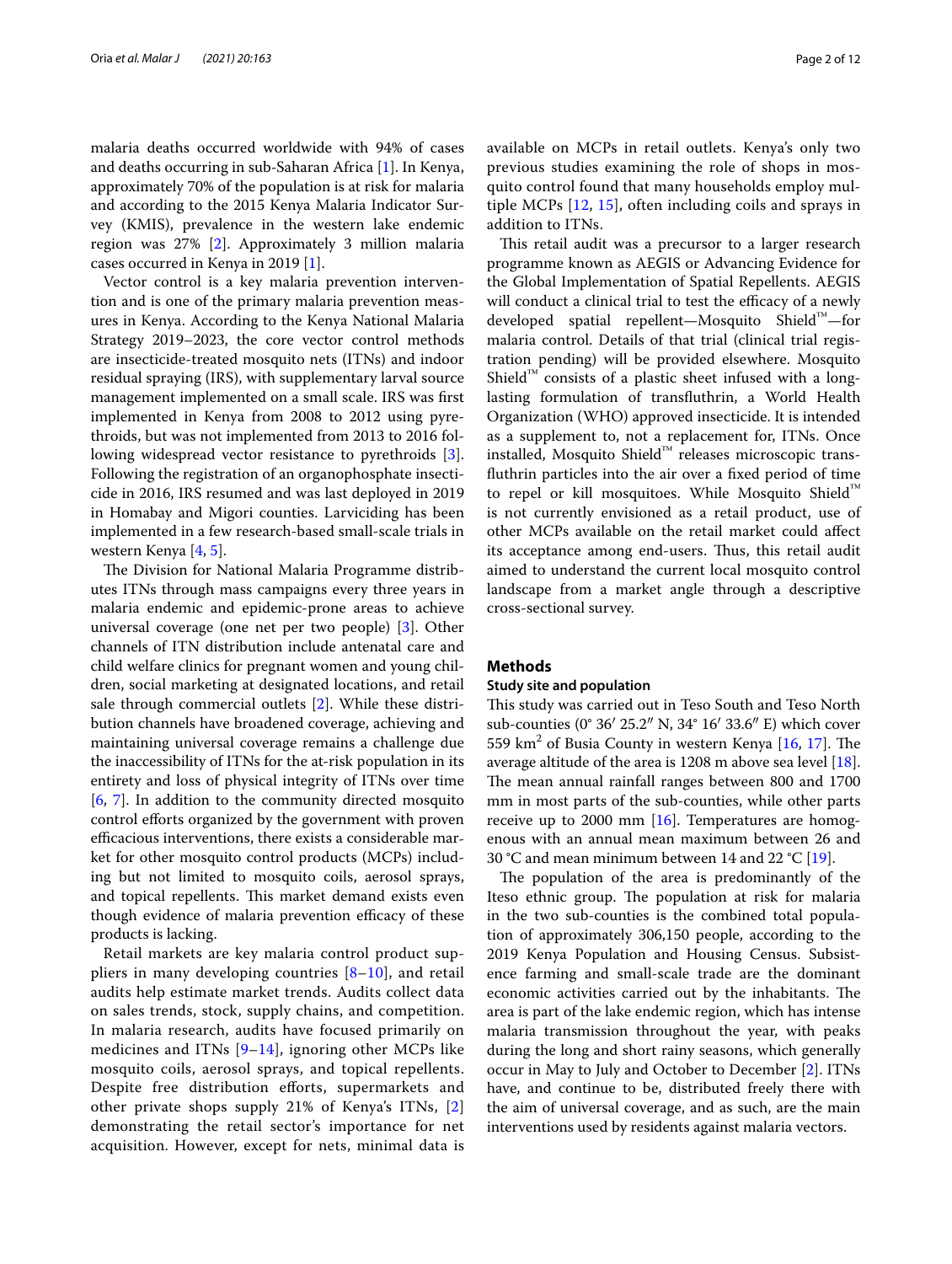malaria deaths occurred worldwide with 94% of cases and deaths occurring in sub-Saharan Africa [1]. In Kenya, approximately 70% of the population is at risk for malaria and according to the 2015 Kenya Malaria Indicator Survey (KMIS), prevalence in the western lake endemic region was 27% [2]. Approximately 3 million malaria cases occurred in Kenya in 2019 [1].

Vector control is a key malaria prevention intervention and is one of the primary malaria prevention measures in Kenya. According to the Kenya National Malaria Strategy 2019–2023, the core vector control methods are insecticide-treated mosquito nets (ITNs) and indoor residual spraying (IRS), with supplementary larval source management implemented on a small scale. IRS was first implemented in Kenya from 2008 to 2012 using pyrethroids, but was not implemented from 2013 to 2016 following widespread vector resistance to pyrethroids [3]. Following the registration of an organophosphate insecticide in 2016, IRS resumed and was last deployed in 2019 in Homabay and Migori counties. Larviciding has been implemented in a few research-based small-scale trials in western Kenya [4, 5].

The Division for National Malaria Programme distributes ITNs through mass campaigns every three years in malaria endemic and epidemic-prone areas to achieve universal coverage (one net per two people) [3]. Other channels of ITN distribution include antenatal care and child welfare clinics for pregnant women and young children, social marketing at designated locations, and retail sale through commercial outlets [2]. While these distribution channels have broadened coverage, achieving and maintaining universal coverage remains a challenge due the inaccessibility of ITNs for the at-risk population in its entirety and loss of physical integrity of ITNs over time [6, 7]. In addition to the community directed mosquito control efforts organized by the government with proven efficacious interventions, there exists a considerable market for other mosquito control products (MCPs) including but not limited to mosquito coils, aerosol sprays, and topical repellents. This market demand exists even though evidence of malaria prevention efficacy of these products is lacking.

Retail markets are key malaria control product suppliers in many developing countries [8–10], and retail audits help estimate market trends. Audits collect data on sales trends, stock, supply chains, and competition. In malaria research, audits have focused primarily on medicines and ITNs [9–14], ignoring other MCPs like mosquito coils, aerosol sprays, and topical repellents. Despite free distribution efforts, supermarkets and other private shops supply 21% of Kenya's ITNs, [2] demonstrating the retail sector's importance for net acquisition. However, except for nets, minimal data is available on MCPs in retail outlets. Kenya's only two previous studies examining the role of shops in mosquito control found that many households employ multiple MCPs [12, 15], often including coils and sprays in addition to ITNs.

This retail audit was a precursor to a larger research programme known as AEGIS or Advancing Evidence for the Global Implementation of Spatial Repellents. AEGIS will conduct a clinical trial to test the efficacy of a newly developed spatial repellent—Mosquito Shield™—for malaria control. Details of that trial (clinical trial registration pending) will be provided elsewhere. Mosquito Shield™ consists of a plastic sheet infused with a long-lasting formulation of transfluthrin, a World Health Organization (WHO) approved insecticide. It is intended as a supplement to, not a replacement for, ITNs. Once installed, Mosquito Shield™ releases microscopic transfluthrin particles into the air over a fixed period of time to repel or kill mosquitoes. While Mosquito Shield™ is not currently envisioned as a retail product, use of other MCPs available on the retail market could affect its acceptance among end-users. Thus, this retail audit aimed to understand the current local mosquito control landscape from a market angle through a descriptive cross-sectional survey.

## Methods

### Study site and population

This study was carried out in Teso South and Teso North sub-counties (0° 36′ 25.2″ N, 34° 16′ 33.6″ E) which cover 559 km$^2$ of Busia County in western Kenya [16, 17]. The average altitude of the area is 1208 m above sea level [18]. The mean annual rainfall ranges between 800 and 1700 mm in most parts of the sub-counties, while other parts receive up to 2000 mm [16]. Temperatures are homogenous with an annual mean maximum between 26 and 30 °C and mean minimum between 14 and 22 °C [19].

The population of the area is predominantly of the Iteso ethnic group. The population at risk for malaria in the two sub-counties is the combined total population of approximately 306,150 people, according to the 2019 Kenya Population and Housing Census. Subsistence farming and small-scale trade are the dominant economic activities carried out by the inhabitants. The area is part of the lake endemic region, which has intense malaria transmission throughout the year, with peaks during the long and short rainy seasons, which generally occur in May to July and October to December [2]. ITNs have, and continue to be, distributed freely there with the aim of universal coverage, and as such, are the main interventions used by residents against malaria vectors.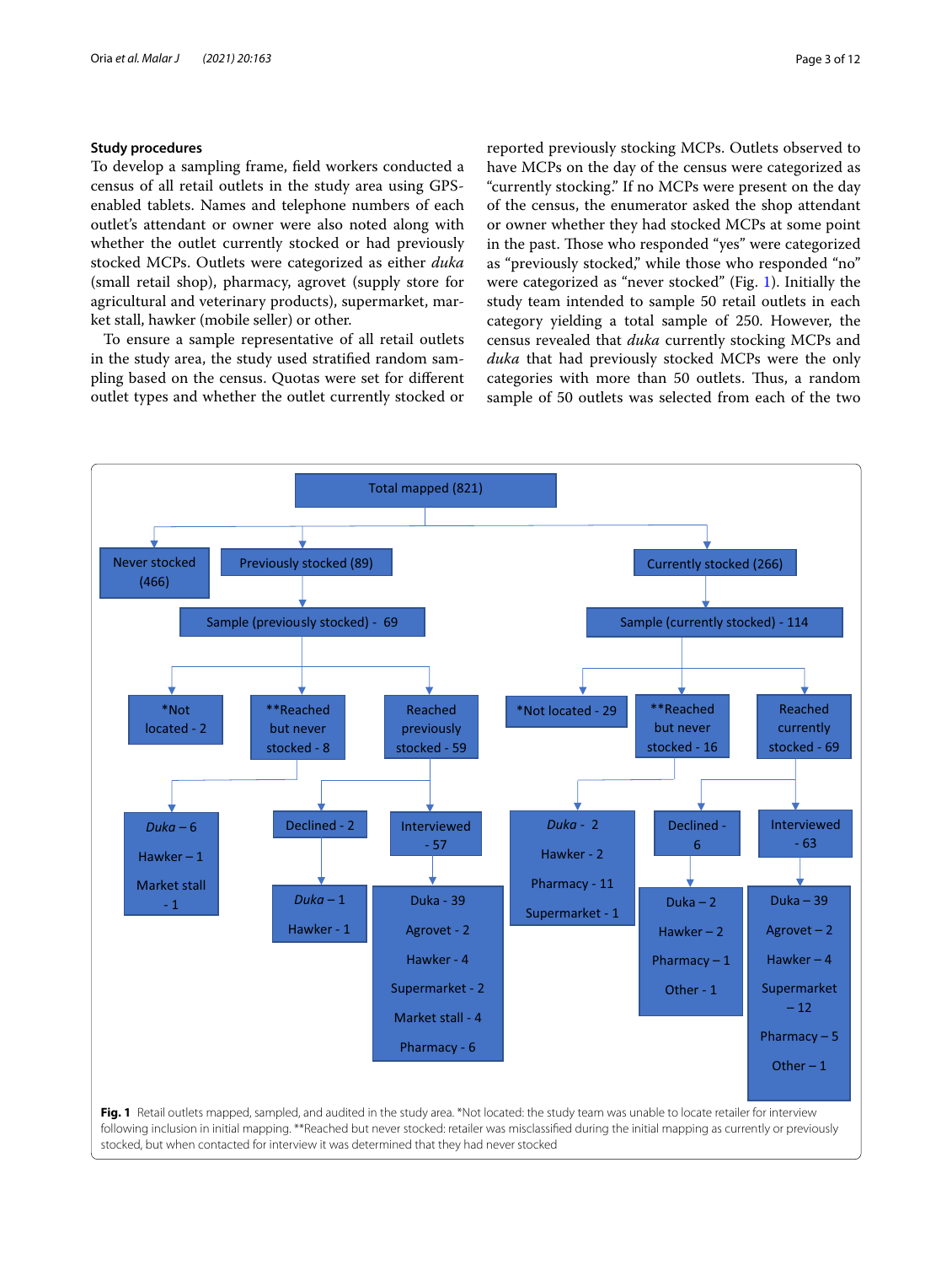## Study procedures

To develop a sampling frame, field workers conducted a census of all retail outlets in the study area using GPS-enabled tablets. Names and telephone numbers of each outlet's attendant or owner were also noted along with whether the outlet currently stocked or had previously stocked MCPs. Outlets were categorized as either *duka* (small retail shop), pharmacy, agrovet (supply store for agricultural and veterinary products), supermarket, market stall, hawker (mobile seller) or other.

To ensure a sample representative of all retail outlets in the study area, the study used stratified random sampling based on the census. Quotas were set for different outlet types and whether the outlet currently stocked or reported previously stocking MCPs. Outlets observed to have MCPs on the day of the census were categorized as "currently stocking." If no MCPs were present on the day of the census, the enumerator asked the shop attendant or owner whether they had stocked MCPs at some point in the past. Those who responded "yes" were categorized as "previously stocked," while those who responded "no" were categorized as "never stocked" (Fig. 1). Initially the study team intended to sample 50 retail outlets in each category yielding a total sample of 250. However, the census revealed that *duka* currently stocking MCPs and *duka* that had previously stocked MCPs were the only categories with more than 50 outlets. Thus, a random sample of 50 outlets was selected from each of the two

Total mapped (821)
- Never stocked (466)
- Previously stocked (89)
  - Sample (previously stocked) - 69
    - *Not located - 2
    - **Reached but never stocked - 8
      - *Duka* – 6, Hawker – 1, Market stall - 1
    - Reached previously stocked - 59
      - Declined - 2
        - *Duka* – 1, Hawker - 1
      - Interviewed - 57
        - Duka - 39, Agrovet - 2, Hawker - 4, Supermarket - 2, Market stall - 4, Pharmacy - 6
- Currently stocked (266)
  - Sample (currently stocked) - 114
    - *Not located - 29
    - **Reached but never stocked - 16
      - *Duka* - 2, Hawker - 2, Pharmacy - 11, Supermarket - 1
    - Reached currently stocked - 69
      - Declined - 6
        - Duka – 2, Hawker – 2, Pharmacy – 1, Other - 1
      - Interviewed - 63
        - Duka – 39, Agrovet – 2, Hawker – 4, Supermarket – 12, Pharmacy – 5, Other – 1

**Fig. 1** Retail outlets mapped, sampled, and audited in the study area. *Not located: the study team was unable to locate retailer for interview following inclusion in initial mapping. **Reached but never stocked: retailer was misclassified during the initial mapping as currently or previously stocked, but when contacted for interview it was determined that they had never stocked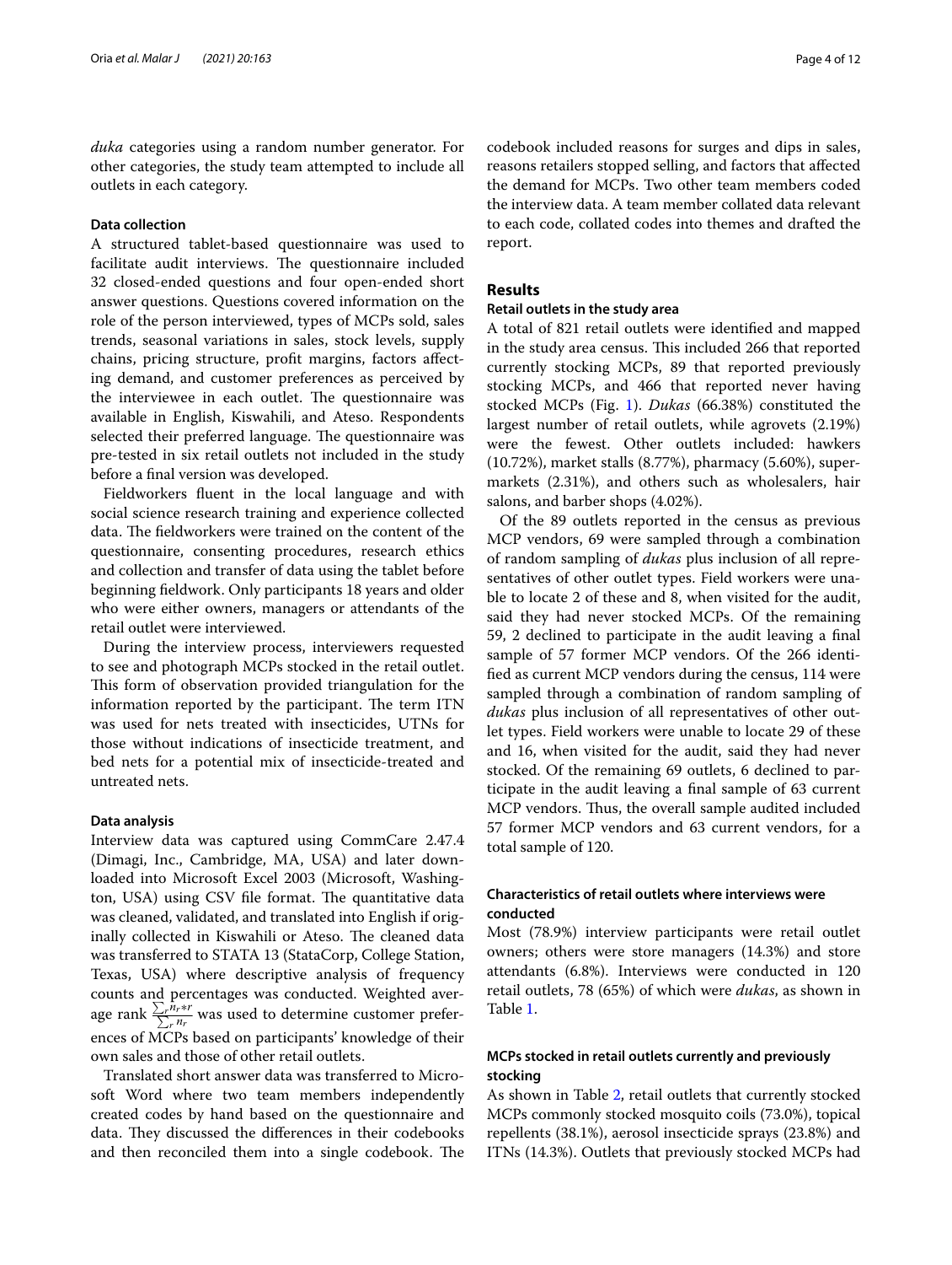*duka* categories using a random number generator. For other categories, the study team attempted to include all outlets in each category.

### Data collection

A structured tablet-based questionnaire was used to facilitate audit interviews. The questionnaire included 32 closed-ended questions and four open-ended short answer questions. Questions covered information on the role of the person interviewed, types of MCPs sold, sales trends, seasonal variations in sales, stock levels, supply chains, pricing structure, profit margins, factors affecting demand, and customer preferences as perceived by the interviewee in each outlet. The questionnaire was available in English, Kiswahili, and Ateso. Respondents selected their preferred language. The questionnaire was pre-tested in six retail outlets not included in the study before a final version was developed.

Fieldworkers fluent in the local language and with social science research training and experience collected data. The fieldworkers were trained on the content of the questionnaire, consenting procedures, research ethics and collection and transfer of data using the tablet before beginning fieldwork. Only participants 18 years and older who were either owners, managers or attendants of the retail outlet were interviewed.

During the interview process, interviewers requested to see and photograph MCPs stocked in the retail outlet. This form of observation provided triangulation for the information reported by the participant. The term ITN was used for nets treated with insecticides, UTNs for those without indications of insecticide treatment, and bed nets for a potential mix of insecticide-treated and untreated nets.

### Data analysis

Interview data was captured using CommCare 2.47.4 (Dimagi, Inc., Cambridge, MA, USA) and later downloaded into Microsoft Excel 2003 (Microsoft, Washington, USA) using CSV file format. The quantitative data was cleaned, validated, and translated into English if originally collected in Kiswahili or Ateso. The cleaned data was transferred to STATA 13 (StataCorp, College Station, Texas, USA) where descriptive analysis of frequency counts and percentages was conducted. Weighted average rank $\frac{\sum_r n_r * r}{\sum_r n_r}$ was used to determine customer preferences of MCPs based on participants' knowledge of their own sales and those of other retail outlets.

Translated short answer data was transferred to Microsoft Word where two team members independently created codes by hand based on the questionnaire and data. They discussed the differences in their codebooks and then reconciled them into a single codebook. The codebook included reasons for surges and dips in sales, reasons retailers stopped selling, and factors that affected the demand for MCPs. Two other team members coded the interview data. A team member collated data relevant to each code, collated codes into themes and drafted the report.

## Results

### Retail outlets in the study area

A total of 821 retail outlets were identified and mapped in the study area census. This included 266 that reported currently stocking MCPs, 89 that reported previously stocking MCPs, and 466 that reported never having stocked MCPs (Fig. 1). *Dukas* (66.38%) constituted the largest number of retail outlets, while agrovets (2.19%) were the fewest. Other outlets included: hawkers (10.72%), market stalls (8.77%), pharmacy (5.60%), supermarkets (2.31%), and others such as wholesalers, hair salons, and barber shops (4.02%).

Of the 89 outlets reported in the census as previous MCP vendors, 69 were sampled through a combination of random sampling of *dukas* plus inclusion of all representatives of other outlet types. Field workers were unable to locate 2 of these and 8, when visited for the audit, said they had never stocked MCPs. Of the remaining 59, 2 declined to participate in the audit leaving a final sample of 57 former MCP vendors. Of the 266 identified as current MCP vendors during the census, 114 were sampled through a combination of random sampling of *dukas* plus inclusion of all representatives of other outlet types. Field workers were unable to locate 29 of these and 16, when visited for the audit, said they had never stocked. Of the remaining 69 outlets, 6 declined to participate in the audit leaving a final sample of 63 current MCP vendors. Thus, the overall sample audited included 57 former MCP vendors and 63 current vendors, for a total sample of 120.

### Characteristics of retail outlets where interviews were conducted

Most (78.9%) interview participants were retail outlet owners; others were store managers (14.3%) and store attendants (6.8%). Interviews were conducted in 120 retail outlets, 78 (65%) of which were *dukas*, as shown in Table 1.

### MCPs stocked in retail outlets currently and previously stocking

As shown in Table 2, retail outlets that currently stocked MCPs commonly stocked mosquito coils (73.0%), topical repellents (38.1%), aerosol insecticide sprays (23.8%) and ITNs (14.3%). Outlets that previously stocked MCPs had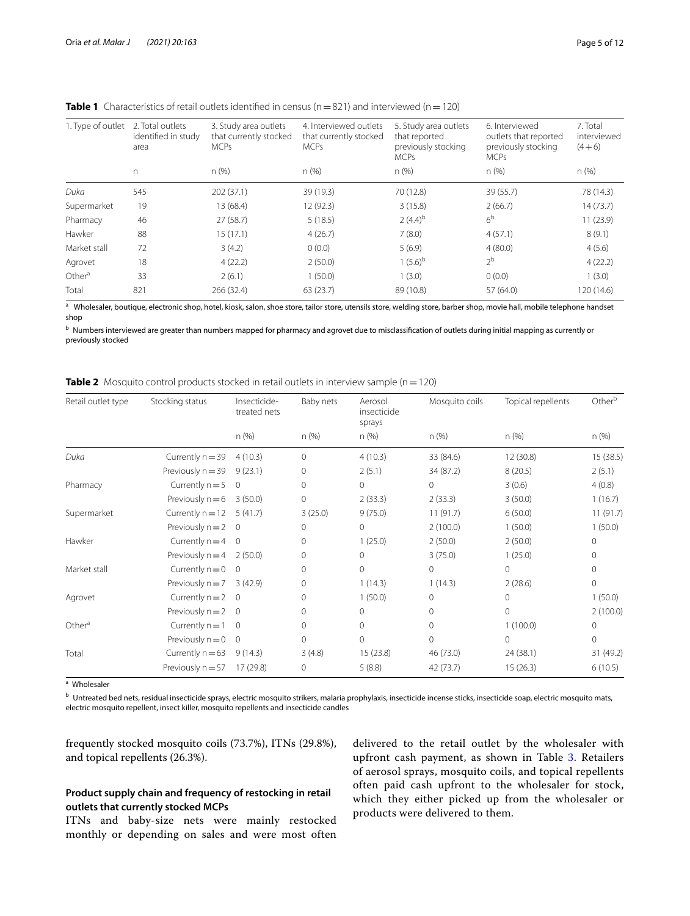**Table 1** Characteristics of retail outlets identified in census (n = 821) and interviewed (n = 120)

| 1. Type of outlet | 2. Total outlets identified in study area | 3. Study area outlets that currently stocked MCPs | 4. Interviewed outlets that currently stocked MCPs | 5. Study area outlets that reported previously stocking MCPs | 6. Interviewed outlets that reported previously stocking MCPs | 7. Total interviewed (4 + 6) |
|---|---|---|---|---|---|---|
| | n | n (%) | n (%) | n (%) | n (%) | n (%) |
| *Duka* | 545 | 202 (37.1) | 39 (19.3) | 70 (12.8) | 39 (55.7) | 78 (14.3) |
| Supermarket | 19 | 13 (68.4) | 12 (92.3) | 3 (15.8) | 2 (66.7) | 14 (73.7) |
| Pharmacy | 46 | 27 (58.7) | 5 (18.5) | 2 (4.4)[b] | 6[b] | 11 (23.9) |
| Hawker | 88 | 15 (17.1) | 4 (26.7) | 7 (8.0) | 4 (57.1) | 8 (9.1) |
| Market stall | 72 | 3 (4.2) | 0 (0.0) | 5 (6.9) | 4 (80.0) | 4 (5.6) |
| Agrovet | 18 | 4 (22.2) | 2 (50.0) | 1 (5.6)[b] | 2[b] | 4 (22.2) |
| Other[a] | 33 | 2 (6.1) | 1 (50.0) | 1 (3.0) | 0 (0.0) | 1 (3.0) |
| Total | 821 | 266 (32.4) | 63 (23.7) | 89 (10.8) | 57 (64.0) | 120 (14.6) |

[a] Wholesaler, boutique, electronic shop, hotel, kiosk, salon, shoe store, tailor store, utensils store, welding store, barber shop, movie hall, mobile telephone handset shop

[b] Numbers interviewed are greater than numbers mapped for pharmacy and agrovet due to misclassification of outlets during initial mapping as currently or previously stocked

**Table 2** Mosquito control products stocked in retail outlets in interview sample (n = 120)

| Retail outlet type | Stocking status | Insecticide-treated nets | Baby nets | Aerosol insecticide sprays | Mosquito coils | Topical repellents | Other[b] |
|---|---|---|---|---|---|---|---|
| | | n (%) | n (%) | n (%) | n (%) | n (%) | n (%) |
| *Duka* | Currently n = 39 | 4 (10.3) | 0 | 4 (10.3) | 33 (84.6) | 12 (30.8) | 15 (38.5) |
| | Previously n = 39 | 9 (23.1) | 0 | 2 (5.1) | 34 (87.2) | 8 (20.5) | 2 (5.1) |
| Pharmacy | Currently n = 5 | 0 | 0 | 0 | 0 | 3 (0.6) | 4 (0.8) |
| | Previously n = 6 | 3 (50.0) | 0 | 2 (33.3) | 2 (33.3) | 3 (50.0) | 1 (16.7) |
| Supermarket | Currently n = 12 | 5 (41.7) | 3 (25.0) | 9 (75.0) | 11 (91.7) | 6 (50.0) | 11 (91.7) |
| | Previously n = 2 | 0 | 0 | 0 | 2 (100.0) | 1 (50.0) | 1 (50.0) |
| Hawker | Currently n = 4 | 0 | 0 | 1 (25.0) | 2 (50.0) | 2 (50.0) | 0 |
| | Previously n = 4 | 2 (50.0) | 0 | 0 | 3 (75.0) | 1 (25.0) | 0 |
| Market stall | Currently n = 0 | 0 | 0 | 0 | 0 | 0 | 0 |
| | Previously n = 7 | 3 (42.9) | 0 | 1 (14.3) | 1 (14.3) | 2 (28.6) | 0 |
| Agrovet | Currently n = 2 | 0 | 0 | 1 (50.0) | 0 | 0 | 1 (50.0) |
| | Previously n = 2 | 0 | 0 | 0 | 0 | 0 | 2 (100.0) |
| Other[a] | Currently n = 1 | 0 | 0 | 0 | 0 | 1 (100.0) | 0 |
| | Previously n = 0 | 0 | 0 | 0 | 0 | 0 | 0 |
| Total | Currently n = 63 | 9 (14.3) | 3 (4.8) | 15 (23.8) | 46 (73.0) | 24 (38.1) | 31 (49.2) |
| | Previously n = 57 | 17 (29.8) | 0 | 5 (8.8) | 42 (73.7) | 15 (26.3) | 6 (10.5) |

[a] Wholesaler

[b] Untreated bed nets, residual insecticide sprays, electric mosquito strikers, malaria prophylaxis, insecticide incense sticks, insecticide soap, electric mosquito mats, electric mosquito repellent, insect killer, mosquito repellents and insecticide candles

frequently stocked mosquito coils (73.7%), ITNs (29.8%), and topical repellents (26.3%).

### Product supply chain and frequency of restocking in retail outlets that currently stocked MCPs

ITNs and baby-size nets were mainly restocked monthly or depending on sales and were most often delivered to the retail outlet by the wholesaler with upfront cash payment, as shown in Table 3. Retailers of aerosol sprays, mosquito coils, and topical repellents often paid cash upfront to the wholesaler for stock, which they either picked up from the wholesaler or products were delivered to them.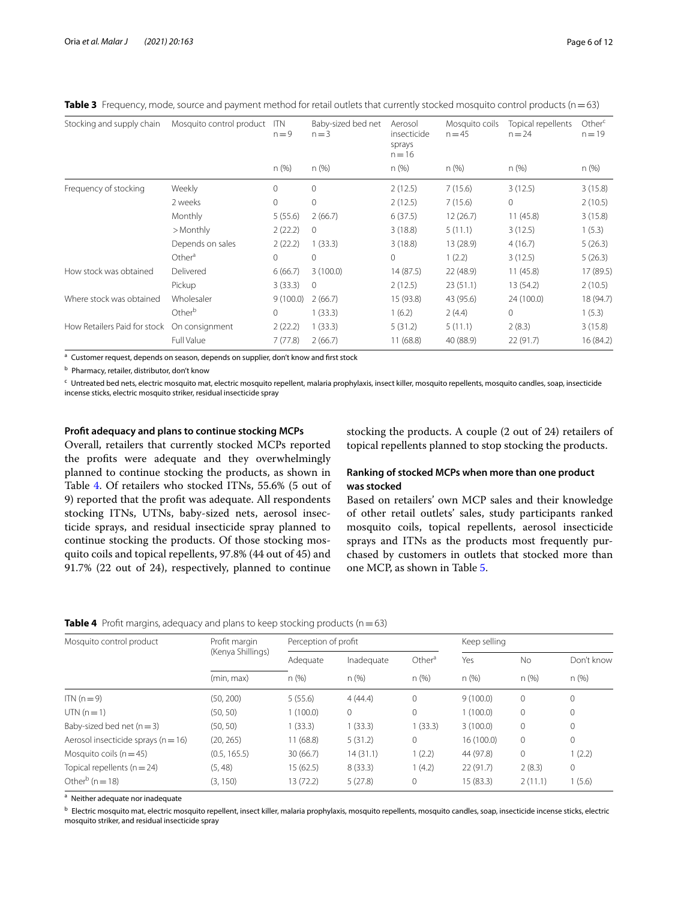**Table 3** Frequency, mode, source and payment method for retail outlets that currently stocked mosquito control products (n = 63)

| Stocking and supply chain | Mosquito control product | ITN n = 9 | Baby-sized bed net n = 3 | Aerosol insecticide sprays n = 16 | Mosquito coils n = 45 | Topical repellents n = 24 | Other[c] n = 19 |
|---|---|---|---|---|---|---|---|
| | | n (%) | n (%) | n (%) | n (%) | n (%) | n (%) |
| Frequency of stocking | Weekly | 0 | 0 | 2 (12.5) | 7 (15.6) | 3 (12.5) | 3 (15.8) |
| | 2 weeks | 0 | 0 | 2 (12.5) | 7 (15.6) | 0 | 2 (10.5) |
| | Monthly | 5 (55.6) | 2 (66.7) | 6 (37.5) | 12 (26.7) | 11 (45.8) | 3 (15.8) |
| | > Monthly | 2 (22.2) | 0 | 3 (18.8) | 5 (11.1) | 3 (12.5) | 1 (5.3) |
| | Depends on sales | 2 (22.2) | 1 (33.3) | 3 (18.8) | 13 (28.9) | 4 (16.7) | 5 (26.3) |
| | Other[a] | 0 | 0 | 0 | 1 (2.2) | 3 (12.5) | 5 (26.3) |
| How stock was obtained | Delivered | 6 (66.7) | 3 (100.0) | 14 (87.5) | 22 (48.9) | 11 (45.8) | 17 (89.5) |
| | Pickup | 3 (33.3) | 0 | 2 (12.5) | 23 (51.1) | 13 (54.2) | 2 (10.5) |
| Where stock was obtained | Wholesaler | 9 (100.0) | 2 (66.7) | 15 (93.8) | 43 (95.6) | 24 (100.0) | 18 (94.7) |
| | Other[b] | 0 | 1 (33.3) | 1 (6.2) | 2 (4.4) | 0 | 1 (5.3) |
| How Retailers Paid for stock | On consignment | 2 (22.2) | 1 (33.3) | 5 (31.2) | 5 (11.1) | 2 (8.3) | 3 (15.8) |
| | Full Value | 7 (77.8) | 2 (66.7) | 11 (68.8) | 40 (88.9) | 22 (91.7) | 16 (84.2) |

[a] Customer request, depends on season, depends on supplier, don't know and first stock

[b] Pharmacy, retailer, distributor, don't know

[c] Untreated bed nets, electric mosquito mat, electric mosquito repellent, malaria prophylaxis, insect killer, mosquito repellents, mosquito candles, soap, insecticide incense sticks, electric mosquito striker, residual insecticide spray

### Profit adequacy and plans to continue stocking MCPs

Overall, retailers that currently stocked MCPs reported the profits were adequate and they overwhelmingly planned to continue stocking the products, as shown in Table 4. Of retailers who stocked ITNs, 55.6% (5 out of 9) reported that the profit was adequate. All respondents stocking ITNs, UTNs, baby-sized nets, aerosol insecticide sprays, and residual insecticide spray planned to continue stocking the products. Of those stocking mosquito coils and topical repellents, 97.8% (44 out of 45) and 91.7% (22 out of 24), respectively, planned to continue stocking the products. A couple (2 out of 24) retailers of topical repellents planned to stop stocking the products.

### Ranking of stocked MCPs when more than one product was stocked

Based on retailers' own MCP sales and their knowledge of other retail outlets' sales, study participants ranked mosquito coils, topical repellents, aerosol insecticide sprays and ITNs as the products most frequently purchased by customers in outlets that stocked more than one MCP, as shown in Table 5.

**Table 4** Profit margins, adequacy and plans to keep stocking products (n = 63)

| Mosquito control product | Profit margin (Kenya Shillings) | Perception of profit | | | Keep selling | | |
|---|---|---|---|---|---|---|---|
| | | Adequate | Inadequate | Other[a] | Yes | No | Don't know |
| | (min, max) | n (%) | n (%) | n (%) | n (%) | n (%) | n (%) |
| ITN (n = 9) | (50, 200) | 5 (55.6) | 4 (44.4) | 0 | 9 (100.0) | 0 | 0 |
| UTN (n = 1) | (50, 50) | 1 (100.0) | 0 | 0 | 1 (100.0) | 0 | 0 |
| Baby-sized bed net (n = 3) | (50, 50) | 1 (33.3) | 1 (33.3) | 1 (33.3) | 3 (100.0) | 0 | 0 |
| Aerosol insecticide sprays (n = 16) | (20, 265) | 11 (68.8) | 5 (31.2) | 0 | 16 (100.0) | 0 | 0 |
| Mosquito coils (n = 45) | (0.5, 165.5) | 30 (66.7) | 14 (31.1) | 1 (2.2) | 44 (97.8) | 0 | 1 (2.2) |
| Topical repellents (n = 24) | (5, 48) | 15 (62.5) | 8 (33.3) | 1 (4.2) | 22 (91.7) | 2 (8.3) | 0 |
| Other[b] (n = 18) | (3, 150) | 13 (72.2) | 5 (27.8) | 0 | 15 (83.3) | 2 (11.1) | 1 (5.6) |

[a] Neither adequate nor inadequate

[b] Electric mosquito mat, electric mosquito repellent, insect killer, malaria prophylaxis, mosquito repellents, mosquito candles, soap, insecticide incense sticks, electric mosquito striker, and residual insecticide spray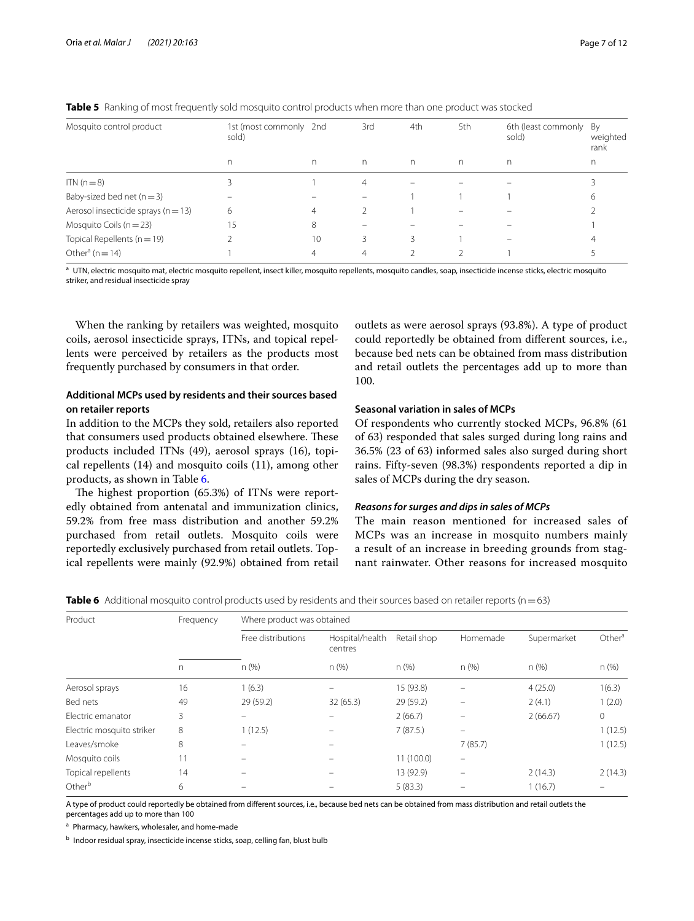**Table 5** Ranking of most frequently sold mosquito control products when more than one product was stocked

| Mosquito control product | 1st (most commonly sold) | 2nd | 3rd | 4th | 5th | 6th (least commonly sold) | By weighted rank |
|---|---|---|---|---|---|---|---|
| | n | n | n | n | n | n | n |
| ITN (n = 8) | 3 | 1 | 4 | – | – | – | 3 |
| Baby-sized bed net (n = 3) | – | – | – | 1 | 1 | 1 | 6 |
| Aerosol insecticide sprays (n = 13) | 6 | 4 | 2 | 1 | – | – | 2 |
| Mosquito Coils (n = 23) | 15 | 8 | – | – | – | – | 1 |
| Topical Repellents (n = 19) | 2 | 10 | 3 | 3 | 1 | – | 4 |
| Other[a] (n = 14) | 1 | 4 | 4 | 2 | 2 | 1 | 5 |

[a] UTN, electric mosquito mat, electric mosquito repellent, insect killer, mosquito repellents, mosquito candles, soap, insecticide incense sticks, electric mosquito striker, and residual insecticide spray

When the ranking by retailers was weighted, mosquito coils, aerosol insecticide sprays, ITNs, and topical repellents were perceived by retailers as the products most frequently purchased by consumers in that order.

### Additional MCPs used by residents and their sources based on retailer reports

In addition to the MCPs they sold, retailers also reported that consumers used products obtained elsewhere. These products included ITNs (49), aerosol sprays (16), topical repellents (14) and mosquito coils (11), among other products, as shown in Table 6.

The highest proportion (65.3%) of ITNs were reportedly obtained from antenatal and immunization clinics, 59.2% from free mass distribution and another 59.2% purchased from retail outlets. Mosquito coils were reportedly exclusively purchased from retail outlets. Topical repellents were mainly (92.9%) obtained from retail outlets as were aerosol sprays (93.8%). A type of product could reportedly be obtained from different sources, i.e., because bed nets can be obtained from mass distribution and retail outlets the percentages add up to more than 100.

### Seasonal variation in sales of MCPs

Of respondents who currently stocked MCPs, 96.8% (61 of 63) responded that sales surged during long rains and 36.5% (23 of 63) informed sales also surged during short rains. Fifty-seven (98.3%) respondents reported a dip in sales of MCPs during the dry season.

#### *Reasons for surges and dips in sales of MCPs*

The main reason mentioned for increased sales of MCPs was an increase in mosquito numbers mainly a result of an increase in breeding grounds from stagnant rainwater. Other reasons for increased mosquito

**Table 6** Additional mosquito control products used by residents and their sources based on retailer reports (n = 63)

| Product | Frequency | Where product was obtained | | | | | |
|---|---|---|---|---|---|---|---|
| | | Free distributions | Hospital/health centres | Retail shop | Homemade | Supermarket | Other[a] |
| | n | n (%) | n (%) | n (%) | n (%) | n (%) | n (%) |
| Aerosol sprays | 16 | 1 (6.3) | – | 15 (93.8) | – | 4 (25.0) | 1(6.3) |
| Bed nets | 49 | 29 (59.2) | 32 (65.3) | 29 (59.2) | – | 2 (4.1) | 1 (2.0) |
| Electric emanator | 3 | – | – | 2 (66.7) | – | 2 (66.67) | 0 |
| Electric mosquito striker | 8 | 1 (12.5) | – | 7 (87.5.) | – | | 1 (12.5) |
| Leaves/smoke | 8 | – | – | | 7 (85.7) | | 1 (12.5) |
| Mosquito coils | 11 | – | – | 11 (100.0) | – | | |
| Topical repellents | 14 | – | – | 13 (92.9) | – | 2 (14.3) | 2 (14.3) |
| Other[b] | 6 | – | – | 5 (83.3) | – | 1 (16.7) | – |

A type of product could reportedly be obtained from different sources, i.e., because bed nets can be obtained from mass distribution and retail outlets the percentages add up to more than 100

[a] Pharmacy, hawkers, wholesaler, and home-made

[b] Indoor residual spray, insecticide incense sticks, soap, celling fan, blust bulb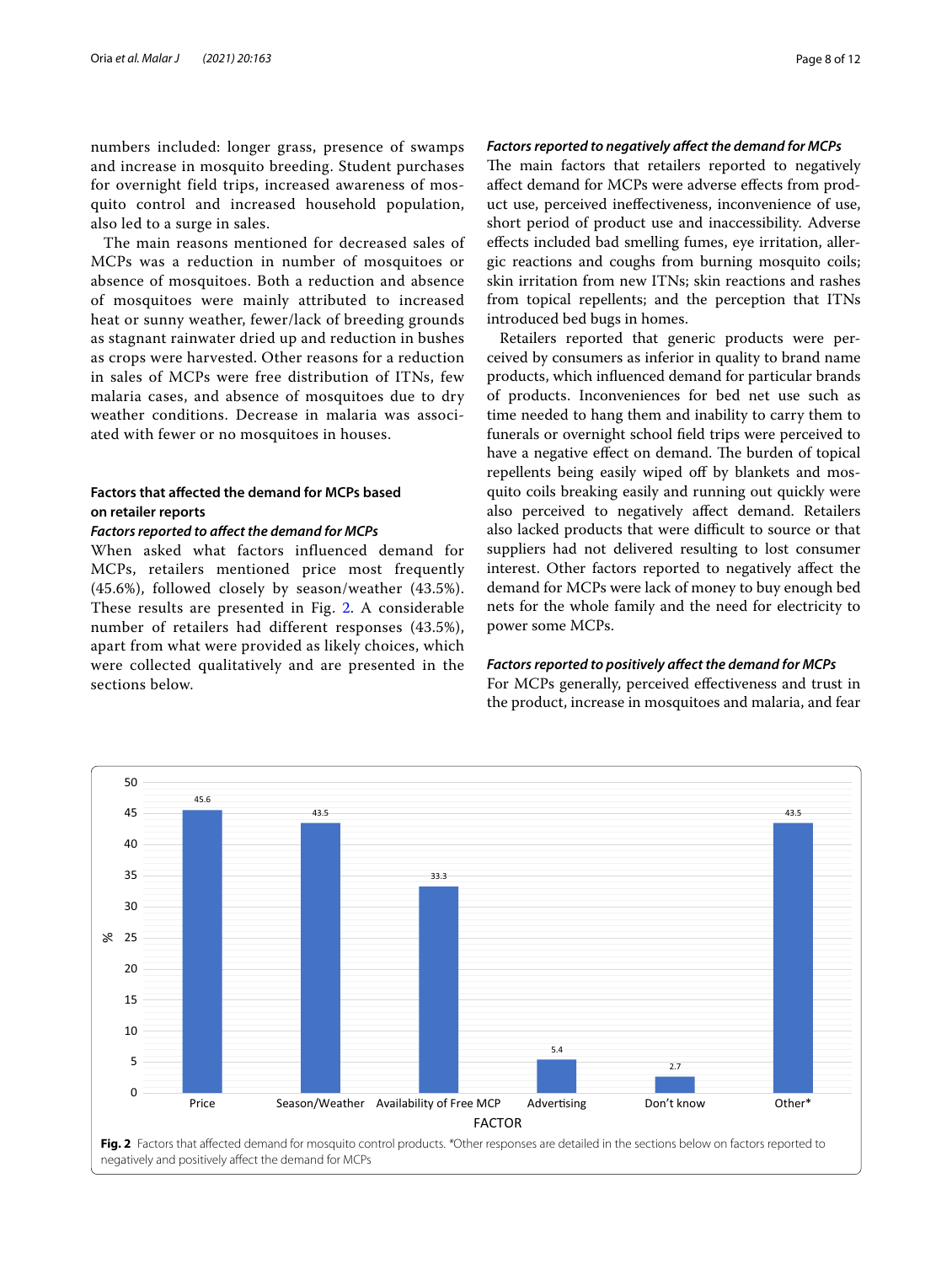numbers included: longer grass, presence of swamps and increase in mosquito breeding. Student purchases for overnight field trips, increased awareness of mosquito control and increased household population, also led to a surge in sales.

The main reasons mentioned for decreased sales of MCPs was a reduction in number of mosquitoes or absence of mosquitoes. Both a reduction and absence of mosquitoes were mainly attributed to increased heat or sunny weather, fewer/lack of breeding grounds as stagnant rainwater dried up and reduction in bushes as crops were harvested. Other reasons for a reduction in sales of MCPs were free distribution of ITNs, few malaria cases, and absence of mosquitoes due to dry weather conditions. Decrease in malaria was associated with fewer or no mosquitoes in houses.

### Factors that affected the demand for MCPs based on retailer reports

#### *Factors reported to affect the demand for MCPs*

When asked what factors influenced demand for MCPs, retailers mentioned price most frequently (45.6%), followed closely by season/weather (43.5%). These results are presented in Fig. 2. A considerable number of retailers had different responses (43.5%), apart from what were provided as likely choices, which were collected qualitatively and are presented in the sections below.

#### *Factors reported to negatively affect the demand for MCPs*

The main factors that retailers reported to negatively affect demand for MCPs were adverse effects from product use, perceived ineffectiveness, inconvenience of use, short period of product use and inaccessibility. Adverse effects included bad smelling fumes, eye irritation, allergic reactions and coughs from burning mosquito coils; skin irritation from new ITNs; skin reactions and rashes from topical repellents; and the perception that ITNs introduced bed bugs in homes.

Retailers reported that generic products were perceived by consumers as inferior in quality to brand name products, which influenced demand for particular brands of products. Inconveniences for bed net use such as time needed to hang them and inability to carry them to funerals or overnight school field trips were perceived to have a negative effect on demand. The burden of topical repellents being easily wiped off by blankets and mosquito coils breaking easily and running out quickly were also perceived to negatively affect demand. Retailers also lacked products that were difficult to source or that suppliers had not delivered resulting to lost consumer interest. Other factors reported to negatively affect the demand for MCPs were lack of money to buy enough bed nets for the whole family and the need for electricity to power some MCPs.

#### *Factors reported to positively affect the demand for MCPs*

For MCPs generally, perceived effectiveness and trust in the product, increase in mosquitoes and malaria, and fear

| FACTOR | % |
|---|---|
| Price | 45.6 |
| Season/Weather | 43.5 |
| Availability of Free MCP | 33.3 |
| Advertising | 5.4 |
| Don't know | 2.7 |
| Other* | 43.5 |

**Fig. 2** Factors that affected demand for mosquito control products. *Other responses are detailed in the sections below on factors reported to negatively and positively affect the demand for MCPs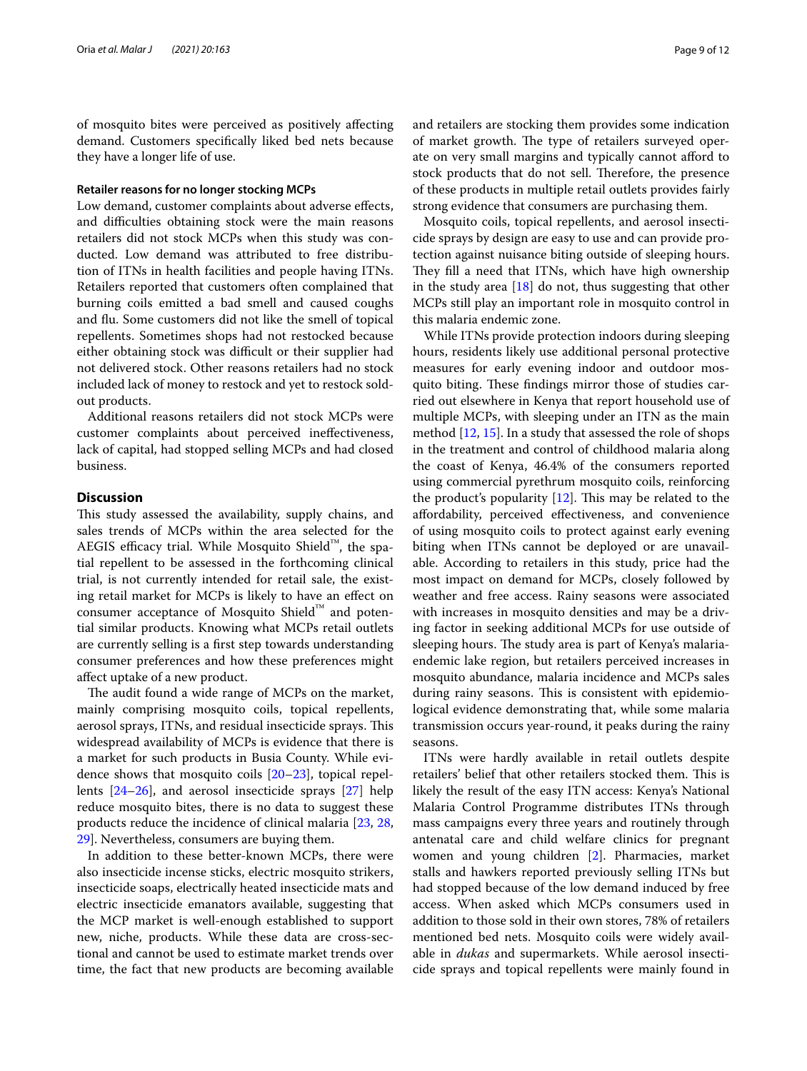of mosquito bites were perceived as positively affecting demand. Customers specifically liked bed nets because they have a longer life of use.

#### Retailer reasons for no longer stocking MCPs

Low demand, customer complaints about adverse effects, and difficulties obtaining stock were the main reasons retailers did not stock MCPs when this study was conducted. Low demand was attributed to free distribution of ITNs in health facilities and people having ITNs. Retailers reported that customers often complained that burning coils emitted a bad smell and caused coughs and flu. Some customers did not like the smell of topical repellents. Sometimes shops had not restocked because either obtaining stock was difficult or their supplier had not delivered stock. Other reasons retailers had no stock included lack of money to restock and yet to restock sold-out products.

Additional reasons retailers did not stock MCPs were customer complaints about perceived ineffectiveness, lack of capital, had stopped selling MCPs and had closed business.

## Discussion

This study assessed the availability, supply chains, and sales trends of MCPs within the area selected for the AEGIS efficacy trial. While Mosquito Shield™, the spatial repellent to be assessed in the forthcoming clinical trial, is not currently intended for retail sale, the existing retail market for MCPs is likely to have an effect on consumer acceptance of Mosquito Shield™ and potential similar products. Knowing what MCPs retail outlets are currently selling is a first step towards understanding consumer preferences and how these preferences might affect uptake of a new product.

The audit found a wide range of MCPs on the market, mainly comprising mosquito coils, topical repellents, aerosol sprays, ITNs, and residual insecticide sprays. This widespread availability of MCPs is evidence that there is a market for such products in Busia County. While evidence shows that mosquito coils [20–23], topical repellents [24–26], and aerosol insecticide sprays [27] help reduce mosquito bites, there is no data to suggest these products reduce the incidence of clinical malaria [23, 28, 29]. Nevertheless, consumers are buying them.

In addition to these better-known MCPs, there were also insecticide incense sticks, electric mosquito strikers, insecticide soaps, electrically heated insecticide mats and electric insecticide emanators available, suggesting that the MCP market is well-enough established to support new, niche, products. While these data are cross-sectional and cannot be used to estimate market trends over time, the fact that new products are becoming available and retailers are stocking them provides some indication of market growth. The type of retailers surveyed operate on very small margins and typically cannot afford to stock products that do not sell. Therefore, the presence of these products in multiple retail outlets provides fairly strong evidence that consumers are purchasing them.

Mosquito coils, topical repellents, and aerosol insecticide sprays by design are easy to use and can provide protection against nuisance biting outside of sleeping hours. They fill a need that ITNs, which have high ownership in the study area [18] do not, thus suggesting that other MCPs still play an important role in mosquito control in this malaria endemic zone.

While ITNs provide protection indoors during sleeping hours, residents likely use additional personal protective measures for early evening indoor and outdoor mosquito biting. These findings mirror those of studies carried out elsewhere in Kenya that report household use of multiple MCPs, with sleeping under an ITN as the main method [12, 15]. In a study that assessed the role of shops in the treatment and control of childhood malaria along the coast of Kenya, 46.4% of the consumers reported using commercial pyrethrum mosquito coils, reinforcing the product's popularity [12]. This may be related to the affordability, perceived effectiveness, and convenience of using mosquito coils to protect against early evening biting when ITNs cannot be deployed or are unavailable. According to retailers in this study, price had the most impact on demand for MCPs, closely followed by weather and free access. Rainy seasons were associated with increases in mosquito densities and may be a driving factor in seeking additional MCPs for use outside of sleeping hours. The study area is part of Kenya's malaria-endemic lake region, but retailers perceived increases in mosquito abundance, malaria incidence and MCPs sales during rainy seasons. This is consistent with epidemiological evidence demonstrating that, while some malaria transmission occurs year-round, it peaks during the rainy seasons.

ITNs were hardly available in retail outlets despite retailers' belief that other retailers stocked them. This is likely the result of the easy ITN access: Kenya's National Malaria Control Programme distributes ITNs through mass campaigns every three years and routinely through antenatal care and child welfare clinics for pregnant women and young children [2]. Pharmacies, market stalls and hawkers reported previously selling ITNs but had stopped because of the low demand induced by free access. When asked which MCPs consumers used in addition to those sold in their own stores, 78% of retailers mentioned bed nets. Mosquito coils were widely available in *dukas* and supermarkets. While aerosol insecticide sprays and topical repellents were mainly found in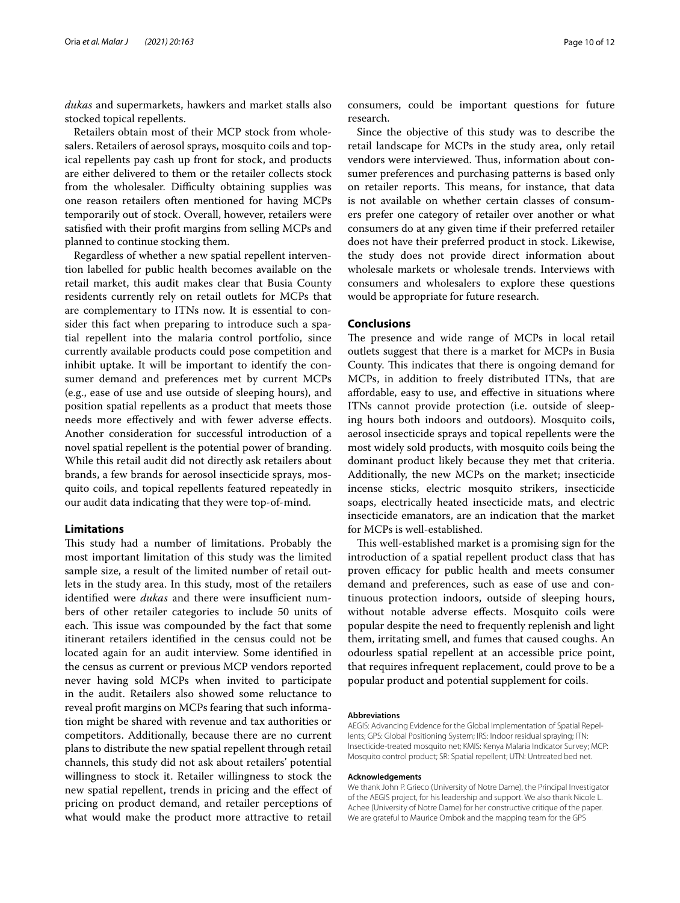*dukas* and supermarkets, hawkers and market stalls also stocked topical repellents.

Retailers obtain most of their MCP stock from wholesalers. Retailers of aerosol sprays, mosquito coils and topical repellents pay cash up front for stock, and products are either delivered to them or the retailer collects stock from the wholesaler. Difficulty obtaining supplies was one reason retailers often mentioned for having MCPs temporarily out of stock. Overall, however, retailers were satisfied with their profit margins from selling MCPs and planned to continue stocking them.

Regardless of whether a new spatial repellent intervention labelled for public health becomes available on the retail market, this audit makes clear that Busia County residents currently rely on retail outlets for MCPs that are complementary to ITNs now. It is essential to consider this fact when preparing to introduce such a spatial repellent into the malaria control portfolio, since currently available products could pose competition and inhibit uptake. It will be important to identify the consumer demand and preferences met by current MCPs (e.g., ease of use and use outside of sleeping hours), and position spatial repellents as a product that meets those needs more effectively and with fewer adverse effects. Another consideration for successful introduction of a novel spatial repellent is the potential power of branding. While this retail audit did not directly ask retailers about brands, a few brands for aerosol insecticide sprays, mosquito coils, and topical repellents featured repeatedly in our audit data indicating that they were top-of-mind.

## Limitations

This study had a number of limitations. Probably the most important limitation of this study was the limited sample size, a result of the limited number of retail outlets in the study area. In this study, most of the retailers identified were *dukas* and there were insufficient numbers of other retailer categories to include 50 units of each. This issue was compounded by the fact that some itinerant retailers identified in the census could not be located again for an audit interview. Some identified in the census as current or previous MCP vendors reported never having sold MCPs when invited to participate in the audit. Retailers also showed some reluctance to reveal profit margins on MCPs fearing that such information might be shared with revenue and tax authorities or competitors. Additionally, because there are no current plans to distribute the new spatial repellent through retail channels, this study did not ask about retailers' potential willingness to stock it. Retailer willingness to stock the new spatial repellent, trends in pricing and the effect of pricing on product demand, and retailer perceptions of what would make the product more attractive to retail consumers, could be important questions for future research.

Since the objective of this study was to describe the retail landscape for MCPs in the study area, only retail vendors were interviewed. Thus, information about consumer preferences and purchasing patterns is based only on retailer reports. This means, for instance, that data is not available on whether certain classes of consumers prefer one category of retailer over another or what consumers do at any given time if their preferred retailer does not have their preferred product in stock. Likewise, the study does not provide direct information about wholesale markets or wholesale trends. Interviews with consumers and wholesalers to explore these questions would be appropriate for future research.

## Conclusions

The presence and wide range of MCPs in local retail outlets suggest that there is a market for MCPs in Busia County. This indicates that there is ongoing demand for MCPs, in addition to freely distributed ITNs, that are affordable, easy to use, and effective in situations where ITNs cannot provide protection (i.e. outside of sleeping hours both indoors and outdoors). Mosquito coils, aerosol insecticide sprays and topical repellents were the most widely sold products, with mosquito coils being the dominant product likely because they met that criteria. Additionally, the new MCPs on the market; insecticide incense sticks, electric mosquito strikers, insecticide soaps, electrically heated insecticide mats, and electric insecticide emanators, are an indication that the market for MCPs is well-established.

This well-established market is a promising sign for the introduction of a spatial repellent product class that has proven efficacy for public health and meets consumer demand and preferences, such as ease of use and continuous protection indoors, outside of sleeping hours, without notable adverse effects. Mosquito coils were popular despite the need to frequently replenish and light them, irritating smell, and fumes that caused coughs. An odourless spatial repellent at an accessible price point, that requires infrequent replacement, could prove to be a popular product and potential supplement for coils.

#### Abbreviations

AEGIS: Advancing Evidence for the Global Implementation of Spatial Repellents; GPS: Global Positioning System; IRS: Indoor residual spraying; ITN: Insecticide-treated mosquito net; KMIS: Kenya Malaria Indicator Survey; MCP: Mosquito control product; SR: Spatial repellent; UTN: Untreated bed net.

#### Acknowledgements

We thank John P. Grieco (University of Notre Dame), the Principal Investigator of the AEGIS project, for his leadership and support. We also thank Nicole L. Achee (University of Notre Dame) for her constructive critique of the paper. We are grateful to Maurice Ombok and the mapping team for the GPS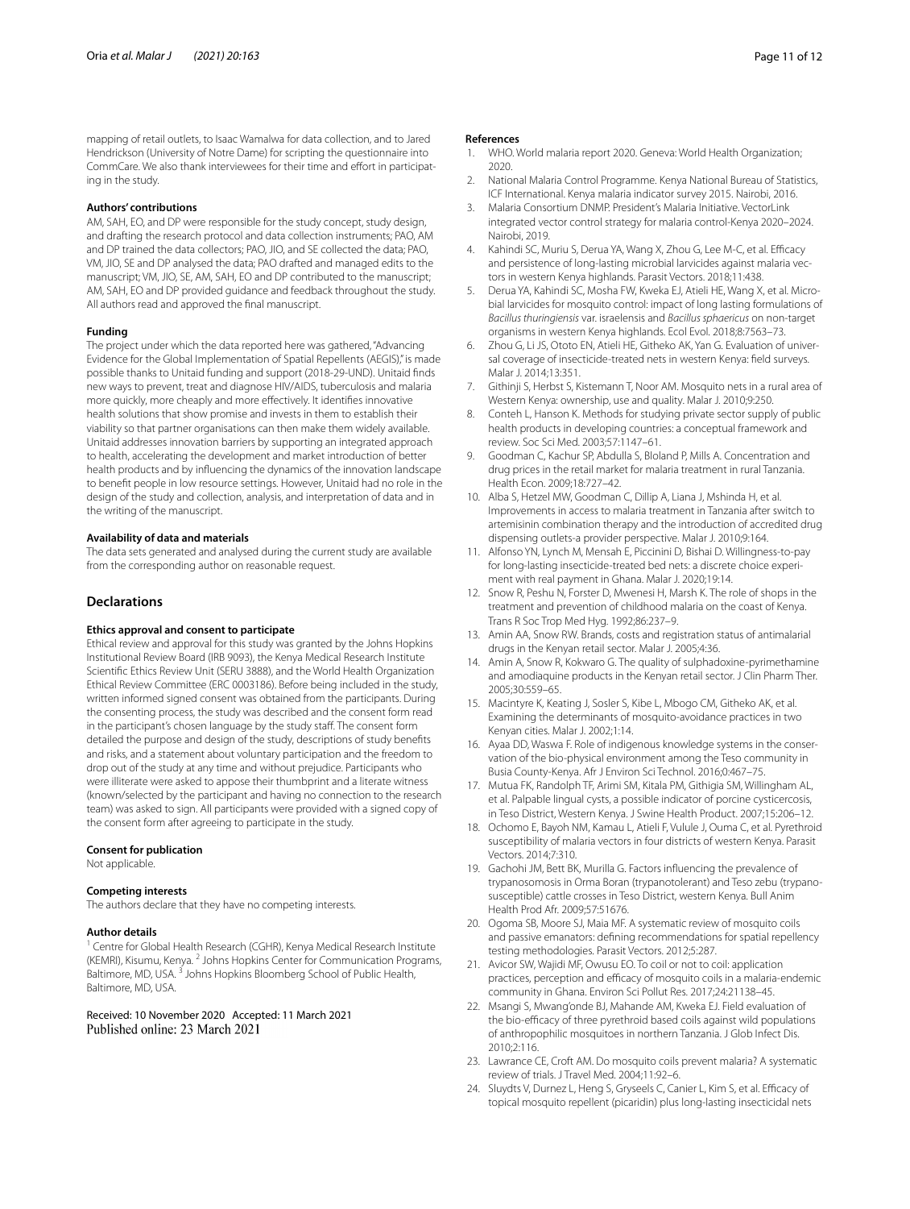mapping of retail outlets, to Isaac Wamalwa for data collection, and to Jared Hendrickson (University of Notre Dame) for scripting the questionnaire into CommCare. We also thank interviewees for their time and effort in participating in the study.

#### Authors' contributions

AM, SAH, EO, and DP were responsible for the study concept, study design, and drafting the research protocol and data collection instruments; PAO, AM and DP trained the data collectors; PAO, JIO, and SE collected the data; PAO, VM, JIO, SE and DP analysed the data; PAO drafted and managed edits to the manuscript; VM, JIO, SE, AM, SAH, EO and DP contributed to the manuscript; AM, SAH, EO and DP provided guidance and feedback throughout the study. All authors read and approved the final manuscript.

#### Funding

The project under which the data reported here was gathered, "Advancing Evidence for the Global Implementation of Spatial Repellents (AEGIS)," is made possible thanks to Unitaid funding and support (2018-29-UND). Unitaid finds new ways to prevent, treat and diagnose HIV/AIDS, tuberculosis and malaria more quickly, more cheaply and more effectively. It identifies innovative health solutions that show promise and invests in them to establish their viability so that partner organisations can then make them widely available. Unitaid addresses innovation barriers by supporting an integrated approach to health, accelerating the development and market introduction of better health products and by influencing the dynamics of the innovation landscape to benefit people in low resource settings. However, Unitaid had no role in the design of the study and collection, analysis, and interpretation of data and in the writing of the manuscript.

#### Availability of data and materials

The data sets generated and analysed during the current study are available from the corresponding author on reasonable request.

## Declarations

#### Ethics approval and consent to participate

Ethical review and approval for this study was granted by the Johns Hopkins Institutional Review Board (IRB 9093), the Kenya Medical Research Institute Scientific Ethics Review Unit (SERU 3888), and the World Health Organization Ethical Review Committee (ERC 0003186). Before being included in the study, written informed signed consent was obtained from the participants. During the consenting process, the study was described and the consent form read in the participant's chosen language by the study staff. The consent form detailed the purpose and design of the study, descriptions of study benefits and risks, and a statement about voluntary participation and the freedom to drop out of the study at any time and without prejudice. Participants who were illiterate were asked to appose their thumbprint and a literate witness (known/selected by the participant and having no connection to the research team) was asked to sign. All participants were provided with a signed copy of the consent form after agreeing to participate in the study.

#### Consent for publication

Not applicable.

#### Competing interests

The authors declare that they have no competing interests.

#### Author details

[1] Centre for Global Health Research (CGHR), Kenya Medical Research Institute (KEMRI), Kisumu, Kenya. [2] Johns Hopkins Center for Communication Programs, Baltimore, MD, USA. [3] Johns Hopkins Bloomberg School of Public Health, Baltimore, MD, USA.

Received: 10 November 2020 Accepted: 11 March 2021
Published online: 23 March 2021

#### References

1. WHO. World malaria report 2020. Geneva: World Health Organization; 2020.
2. National Malaria Control Programme. Kenya National Bureau of Statistics, ICF International. Kenya malaria indicator survey 2015. Nairobi, 2016.
3. Malaria Consortium DNMP. President's Malaria Initiative. VectorLink integrated vector control strategy for malaria control-Kenya 2020–2024. Nairobi, 2019.
4. Kahindi SC, Muriu S, Derua YA, Wang X, Zhou G, Lee M-C, et al. Efficacy and persistence of long-lasting microbial larvicides against malaria vectors in western Kenya highlands. Parasit Vectors. 2018;11:438.
5. Derua YA, Kahindi SC, Mosha FW, Kweka EJ, Atieli HE, Wang X, et al. Microbial larvicides for mosquito control: impact of long lasting formulations of *Bacillus thuringiensis* var. israelensis and *Bacillus sphaericus* on non-target organisms in western Kenya highlands. Ecol Evol. 2018;8:7563–73.
6. Zhou G, Li JS, Ototo EN, Atieli HE, Githeko AK, Yan G. Evaluation of universal coverage of insecticide-treated nets in western Kenya: field surveys. Malar J. 2014;13:351.
7. Githinji S, Herbst S, Kistemann T, Noor AM. Mosquito nets in a rural area of Western Kenya: ownership, use and quality. Malar J. 2010;9:250.
8. Conteh L, Hanson K. Methods for studying private sector supply of public health products in developing countries: a conceptual framework and review. Soc Sci Med. 2003;57:1147–61.
9. Goodman C, Kachur SP, Abdulla S, Bloland P, Mills A. Concentration and drug prices in the retail market for malaria treatment in rural Tanzania. Health Econ. 2009;18:727–42.
10. Alba S, Hetzel MW, Goodman C, Dillip A, Liana J, Mshinda H, et al. Improvements in access to malaria treatment in Tanzania after switch to artemisinin combination therapy and the introduction of accredited drug dispensing outlets-a provider perspective. Malar J. 2010;9:164.
11. Alfonso YN, Lynch M, Mensah E, Piccinini D, Bishai D. Willingness-to-pay for long-lasting insecticide-treated bed nets: a discrete choice experiment with real payment in Ghana. Malar J. 2020;19:14.
12. Snow R, Peshu N, Forster D, Mwenesi H, Marsh K. The role of shops in the treatment and prevention of childhood malaria on the coast of Kenya. Trans R Soc Trop Med Hyg. 1992;86:237–9.
13. Amin AA, Snow RW. Brands, costs and registration status of antimalarial drugs in the Kenyan retail sector. Malar J. 2005;4:36.
14. Amin A, Snow R, Kokwaro G. The quality of sulphadoxine-pyrimethamine and amodiaquine products in the Kenyan retail sector. J Clin Pharm Ther. 2005;30:559–65.
15. Macintyre K, Keating J, Sosler S, Kibe L, Mbogo CM, Githeko AK, et al. Examining the determinants of mosquito-avoidance practices in two Kenyan cities. Malar J. 2002;1:14.
16. Ayaa DD, Waswa F. Role of indigenous knowledge systems in the conservation of the bio-physical environment among the Teso community in Busia County-Kenya. Afr J Environ Sci Technol. 2016;0:467–75.
17. Mutua FK, Randolph TF, Arimi SM, Kitala PM, Githigia SM, Willingham AL, et al. Palpable lingual cysts, a possible indicator of porcine cysticercosis, in Teso District, Western Kenya. J Swine Health Product. 2007;15:206–12.
18. Ochomo E, Bayoh NM, Kamau L, Atieli F, Vulule J, Ouma C, et al. Pyrethroid susceptibility of malaria vectors in four districts of western Kenya. Parasit Vectors. 2014;7:310.
19. Gachohi JM, Bett BK, Murilla G. Factors influencing the prevalence of trypanosomosis in Orma Boran (trypanotolerant) and Teso zebu (trypanosusceptible) cattle crosses in Teso District, western Kenya. Bull Anim Health Prod Afr. 2009;57:51676.
20. Ogoma SB, Moore SJ, Maia MF. A systematic review of mosquito coils and passive emanators: defining recommendations for spatial repellency testing methodologies. Parasit Vectors. 2012;5:287.
21. Avicor SW, Wajidi MF, Owusu EO. To coil or not to coil: application practices, perception and efficacy of mosquito coils in a malaria-endemic community in Ghana. Environ Sci Pollut Res. 2017;24:21138–45.
22. Msangi S, Mwang'onde BJ, Mahande AM, Kweka EJ. Field evaluation of the bio-efficacy of three pyrethroid based coils against wild populations of anthropophilic mosquitoes in northern Tanzania. J Glob Infect Dis. 2010;2:116.
23. Lawrance CE, Croft AM. Do mosquito coils prevent malaria? A systematic review of trials. J Travel Med. 2004;11:92–6.
24. Sluydts V, Durnez L, Heng S, Gryseels C, Canier L, Kim S, et al. Efficacy of topical mosquito repellent (picaridin) plus long-lasting insecticidal nets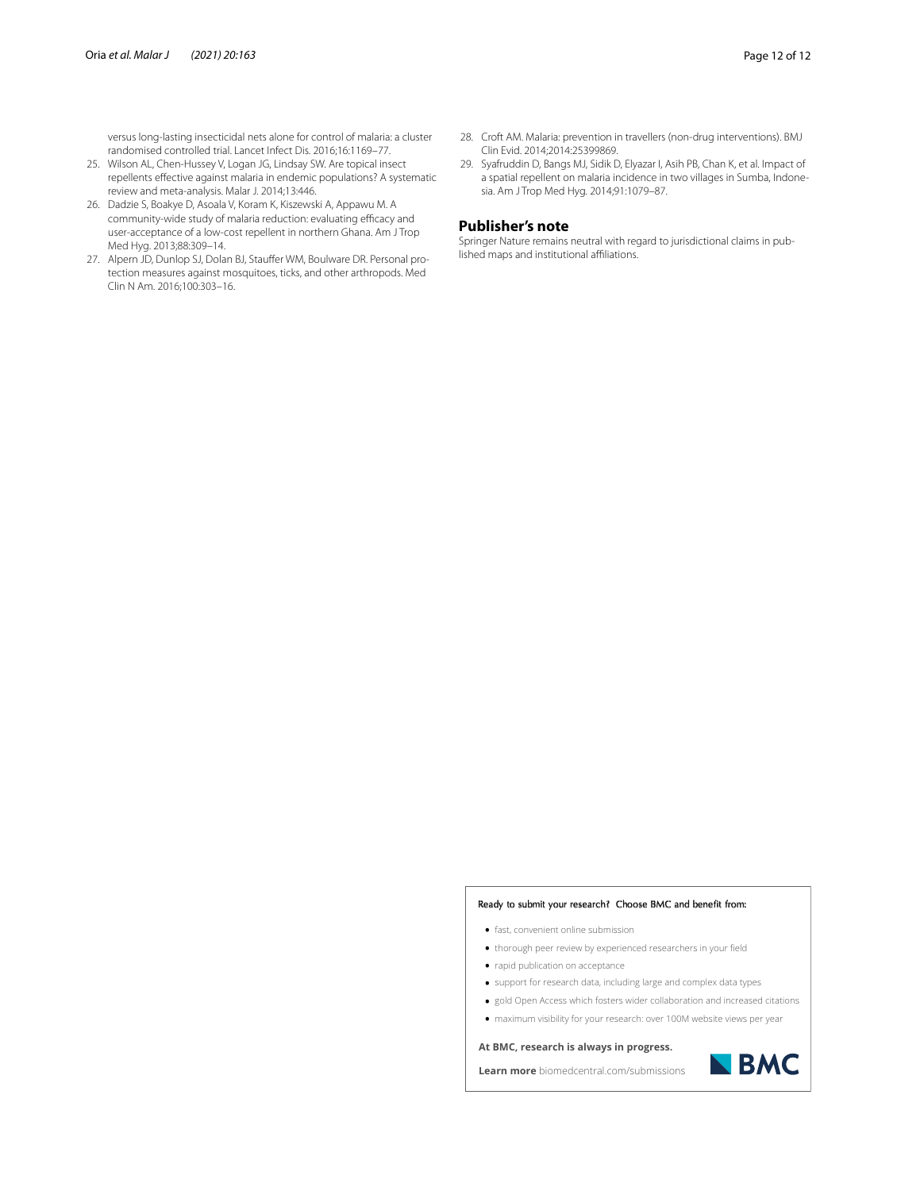versus long-lasting insecticidal nets alone for control of malaria: a cluster randomised controlled trial. Lancet Infect Dis. 2016;16:1169–77.

25. Wilson AL, Chen-Hussey V, Logan JG, Lindsay SW. Are topical insect repellents effective against malaria in endemic populations? A systematic review and meta-analysis. Malar J. 2014;13:446.
26. Dadzie S, Boakye D, Asoala V, Koram K, Kiszewski A, Appawu M. A community-wide study of malaria reduction: evaluating efficacy and user-acceptance of a low-cost repellent in northern Ghana. Am J Trop Med Hyg. 2013;88:309–14.
27. Alpern JD, Dunlop SJ, Dolan BJ, Stauffer WM, Boulware DR. Personal protection measures against mosquitoes, ticks, and other arthropods. Med Clin N Am. 2016;100:303–16.
28. Croft AM. Malaria: prevention in travellers (non-drug interventions). BMJ Clin Evid. 2014;2014:25399869.
29. Syafruddin D, Bangs MJ, Sidik D, Elyazar I, Asih PB, Chan K, et al. Impact of a spatial repellent on malaria incidence in two villages in Sumba, Indonesia. Am J Trop Med Hyg. 2014;91:1079–87.

## Publisher's note

Springer Nature remains neutral with regard to jurisdictional claims in published maps and institutional affiliations.

Ready to submit your research? Choose BMC and benefit from:

- fast, convenient online submission
- thorough peer review by experienced researchers in your field
- rapid publication on acceptance
- support for research data, including large and complex data types
- gold Open Access which fosters wider collaboration and increased citations
- maximum visibility for your research: over 100M website views per year

**At BMC, research is always in progress.**

**Learn more** biomedcentral.com/submissions